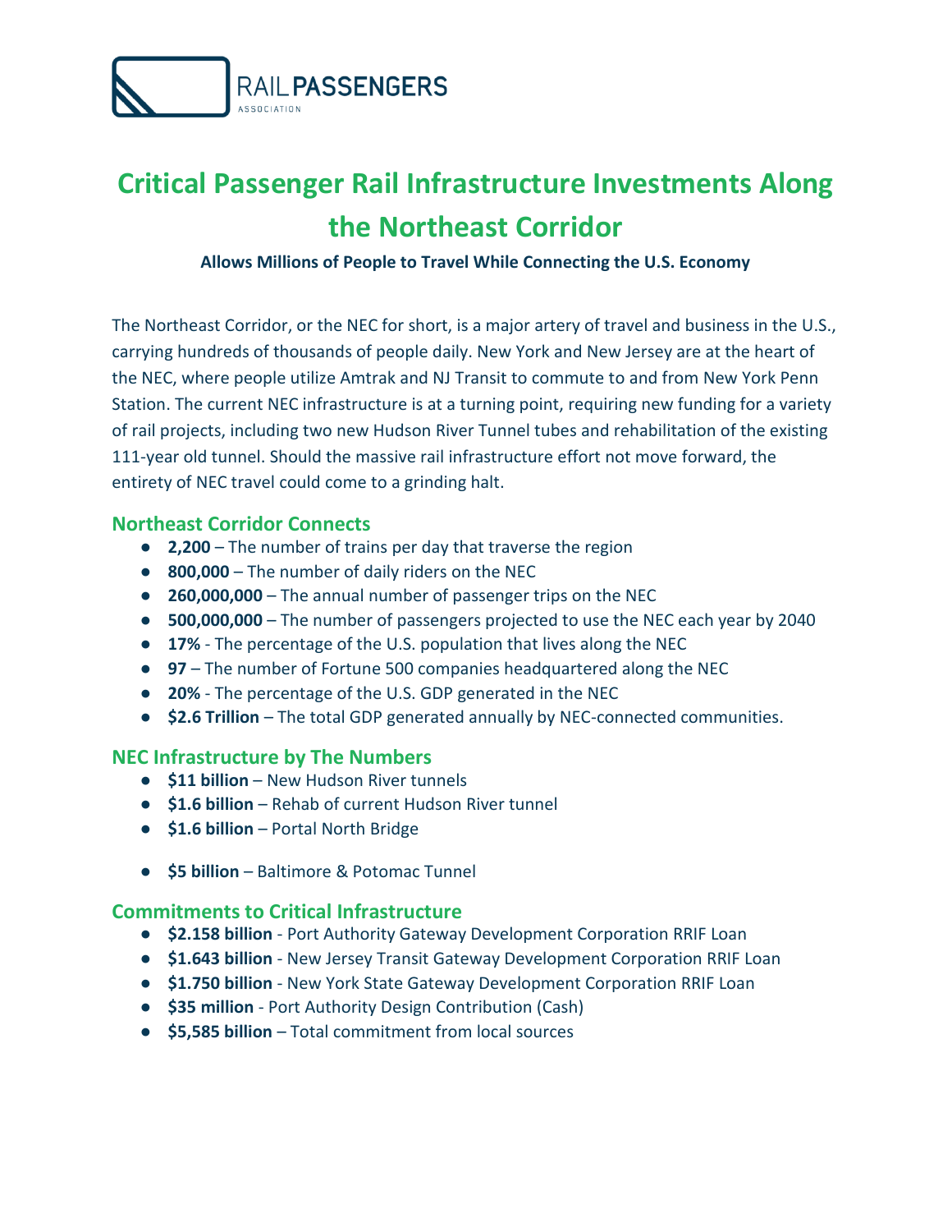RAIL PASSENGERS
ASSOCIATION

# Critical Passenger Rail Infrastructure Investments Along the Northeast Corridor

**Allows Millions of People to Travel While Connecting the U.S. Economy**

The Northeast Corridor, or the NEC for short, is a major artery of travel and business in the U.S., carrying hundreds of thousands of people daily. New York and New Jersey are at the heart of the NEC, where people utilize Amtrak and NJ Transit to commute to and from New York Penn Station. The current NEC infrastructure is at a turning point, requiring new funding for a variety of rail projects, including two new Hudson River Tunnel tubes and rehabilitation of the existing 111-year old tunnel. Should the massive rail infrastructure effort not move forward, the entirety of NEC travel could come to a grinding halt.

## Northeast Corridor Connects

- **2,200** – The number of trains per day that traverse the region
- **800,000** – The number of daily riders on the NEC
- **260,000,000** – The annual number of passenger trips on the NEC
- **500,000,000** – The number of passengers projected to use the NEC each year by 2040
- **17%** - The percentage of the U.S. population that lives along the NEC
- **97** – The number of Fortune 500 companies headquartered along the NEC
- **20%** - The percentage of the U.S. GDP generated in the NEC
- **$2.6 Trillion** – The total GDP generated annually by NEC-connected communities.

## NEC Infrastructure by The Numbers

- **$11 billion** – New Hudson River tunnels
- **$1.6 billion** – Rehab of current Hudson River tunnel
- **$1.6 billion** – Portal North Bridge
- **$5 billion** – Baltimore & Potomac Tunnel

## Commitments to Critical Infrastructure

- **$2.158 billion** - Port Authority Gateway Development Corporation RRIF Loan
- **$1.643 billion** - New Jersey Transit Gateway Development Corporation RRIF Loan
- **$1.750 billion** - New York State Gateway Development Corporation RRIF Loan
- **$35 million** - Port Authority Design Contribution (Cash)
- **$5,585 billion** – Total commitment from local sources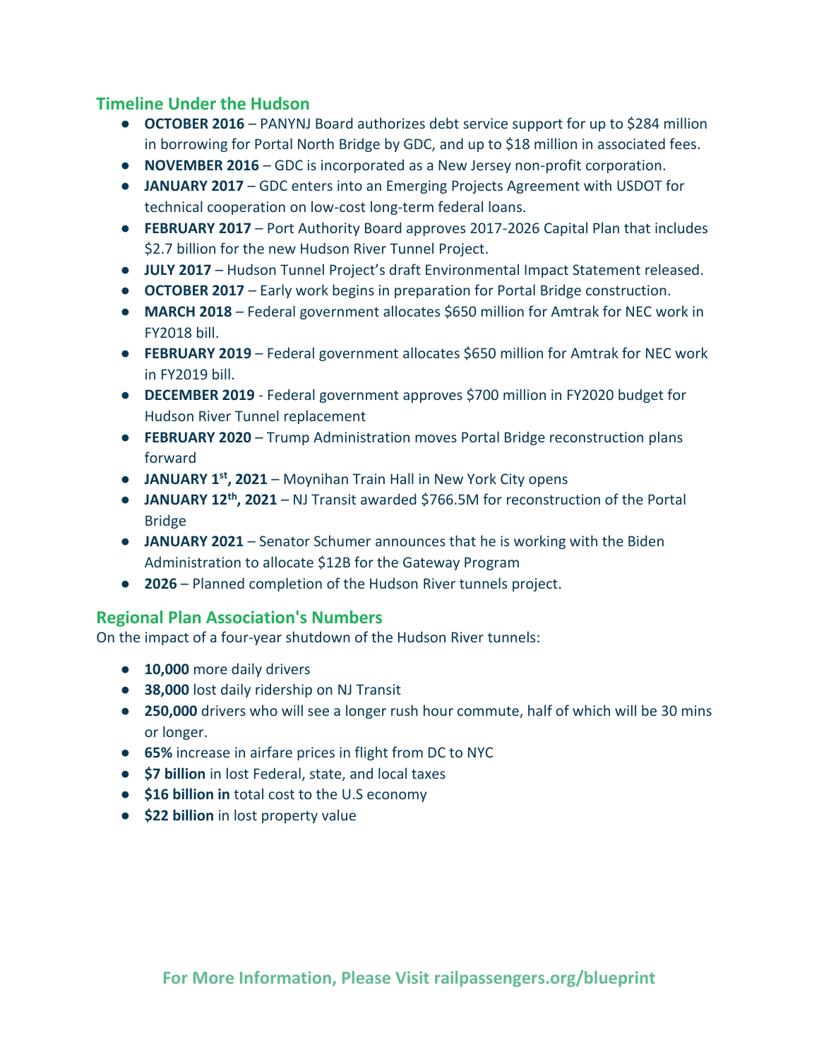## Timeline Under the Hudson

- **OCTOBER 2016** – PANYNJ Board authorizes debt service support for up to $284 million in borrowing for Portal North Bridge by GDC, and up to $18 million in associated fees.
- **NOVEMBER 2016** – GDC is incorporated as a New Jersey non-profit corporation.
- **JANUARY 2017** – GDC enters into an Emerging Projects Agreement with USDOT for technical cooperation on low-cost long-term federal loans.
- **FEBRUARY 2017** – Port Authority Board approves 2017-2026 Capital Plan that includes $2.7 billion for the new Hudson River Tunnel Project.
- **JULY 2017** – Hudson Tunnel Project's draft Environmental Impact Statement released.
- **OCTOBER 2017** – Early work begins in preparation for Portal Bridge construction.
- **MARCH 2018** – Federal government allocates $650 million for Amtrak for NEC work in FY2018 bill.
- **FEBRUARY 2019** – Federal government allocates $650 million for Amtrak for NEC work in FY2019 bill.
- **DECEMBER 2019** - Federal government approves $700 million in FY2020 budget for Hudson River Tunnel replacement
- **FEBRUARY 2020** – Trump Administration moves Portal Bridge reconstruction plans forward
- **JANUARY 1st, 2021** – Moynihan Train Hall in New York City opens
- **JANUARY 12th, 2021** – NJ Transit awarded $766.5M for reconstruction of the Portal Bridge
- **JANUARY 2021** – Senator Schumer announces that he is working with the Biden Administration to allocate $12B for the Gateway Program
- **2026** – Planned completion of the Hudson River tunnels project.

## Regional Plan Association's Numbers

On the impact of a four-year shutdown of the Hudson River tunnels:

- **10,000** more daily drivers
- **38,000** lost daily ridership on NJ Transit
- **250,000** drivers who will see a longer rush hour commute, half of which will be 30 mins or longer.
- **65%** increase in airfare prices in flight from DC to NYC
- **$7 billion** in lost Federal, state, and local taxes
- **$16 billion in** total cost to the U.S economy
- **$22 billion** in lost property value

**For More Information, Please Visit railpassengers.org/blueprint**